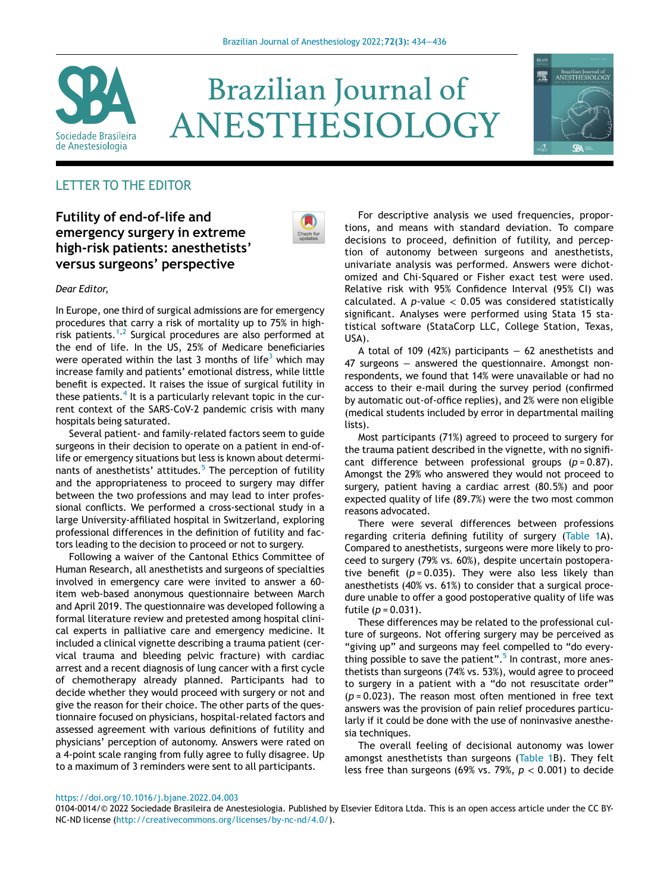LETTER TO THE EDITOR

# Futility of end-of-life and emergency surgery in extreme high-risk patients: anesthetists' versus surgeons' perspective

*Dear Editor,*

In Europe, one third of surgical admissions are for emergency procedures that carry a risk of mortality up to 75% in high-risk patients.[1,2] Surgical procedures are also performed at the end of life. In the US, 25% of Medicare beneficiaries were operated within the last 3 months of life[3] which may increase family and patients' emotional distress, while little benefit is expected. It raises the issue of surgical futility in these patients.[4] It is a particularly relevant topic in the current context of the SARS-CoV-2 pandemic crisis with many hospitals being saturated.

Several patient- and family-related factors seem to guide surgeons in their decision to operate on a patient in end-of-life or emergency situations but less is known about determinants of anesthetists' attitudes.[5] The perception of futility and the appropriateness to proceed to surgery may differ between the two professions and may lead to inter professional conflicts. We performed a cross-sectional study in a large University-affiliated hospital in Switzerland, exploring professional differences in the definition of futility and factors leading to the decision to proceed or not to surgery.

Following a waiver of the Cantonal Ethics Committee of Human Research, all anesthetists and surgeons of specialties involved in emergency care were invited to answer a 60-item web-based anonymous questionnaire between March and April 2019. The questionnaire was developed following a formal literature review and pretested among hospital clinical experts in palliative care and emergency medicine. It included a clinical vignette describing a trauma patient (cervical trauma and bleeding pelvic fracture) with cardiac arrest and a recent diagnosis of lung cancer with a first cycle of chemotherapy already planned. Participants had to decide whether they would proceed with surgery or not and give the reason for their choice. The other parts of the questionnaire focused on physicians, hospital-related factors and assessed agreement with various definitions of futility and physicians' perception of autonomy. Answers were rated on a 4-point scale ranging from fully agree to fully disagree. Up to a maximum of 3 reminders were sent to all participants.

For descriptive analysis we used frequencies, proportions, and means with standard deviation. To compare decisions to proceed, definition of futility, and perception of autonomy between surgeons and anesthetists, univariate analysis was performed. Answers were dichotomized and Chi-Squared or Fisher exact test were used. Relative risk with 95% Confidence Interval (95% CI) was calculated. A $p$-value $< 0.05$ was considered statistically significant. Analyses were performed using Stata 15 statistical software (StataCorp LLC, College Station, Texas, USA).

A total of 109 (42%) participants − 62 anesthetists and 47 surgeons − answered the questionnaire. Amongst non-respondents, we found that 14% were unavailable or had no access to their e-mail during the survey period (confirmed by automatic out-of-office replies), and 2% were non eligible (medical students included by error in departmental mailing lists).

Most participants (71%) agreed to proceed to surgery for the trauma patient described in the vignette, with no significant difference between professional groups ($p = 0.87$). Amongst the 29% who answered they would not proceed to surgery, patient having a cardiac arrest (80.5%) and poor expected quality of life (89.7%) were the two most common reasons advocated.

There were several differences between professions regarding criteria defining futility of surgery (Table 1A). Compared to anesthetists, surgeons were more likely to proceed to surgery (79% vs. 60%), despite uncertain postoperative benefit ($p = 0.035$). They were also less likely than anesthetists (40% vs. 61%) to consider that a surgical procedure unable to offer a good postoperative quality of life was futile ($p = 0.031$).

These differences may be related to the professional culture of surgeons. Not offering surgery may be perceived as "giving up" and surgeons may feel compelled to "do everything possible to save the patient".[5] In contrast, more anesthetists than surgeons (74% vs. 53%), would agree to proceed to surgery in a patient with a "do not resuscitate order" ($p = 0.023$). The reason most often mentioned in free text answers was the provision of pain relief procedures particularly if it could be done with the use of noninvasive anesthesia techniques.

The overall feeling of decisional autonomy was lower amongst anesthetists than surgeons (Table 1B). They felt less free than surgeons (69% vs. 79%, $p < 0.001$) to decide

https://doi.org/10.1016/j.bjane.2022.04.003

0104-0014/© 2022 Sociedade Brasileira de Anestesiologia. Published by Elsevier Editora Ltda. This is an open access article under the CC BY-NC-ND license (http://creativecommons.org/licenses/by-nc-nd/4.0/).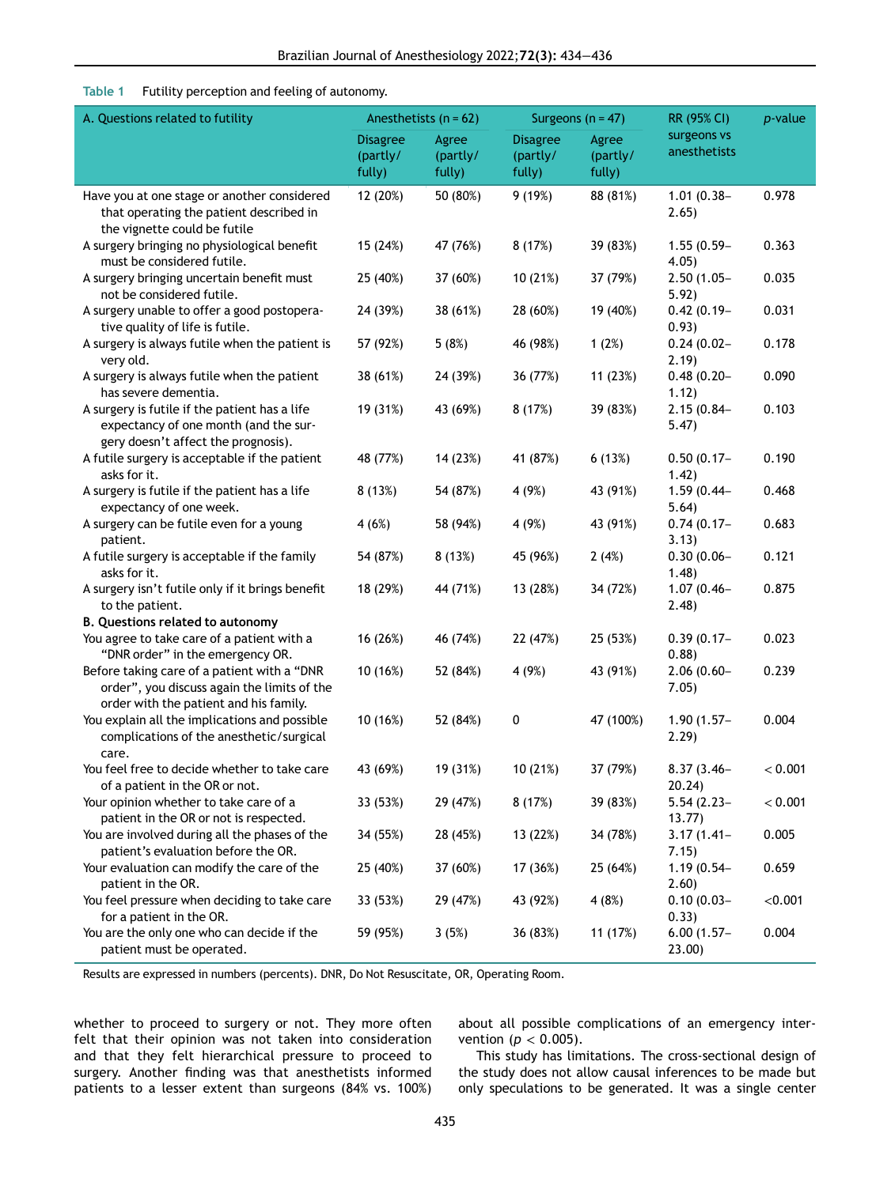**Table 1** Futility perception and feeling of autonomy.

| A. Questions related to futility | Anesthetists (n = 62) | | Surgeons (n = 47) | | RR (95% CI) surgeons vs anesthetists | *p*-value |
|---|---|---|---|---|---|---|
| | Disagree (partly/ fully) | Agree (partly/ fully) | Disagree (partly/ fully) | Agree (partly/ fully) | | |
| Have you at one stage or another considered that operating the patient described in the vignette could be futile | 12 (20%) | 50 (80%) | 9 (19%) | 88 (81%) | 1.01 (0.38–2.65) | 0.978 |
| A surgery bringing no physiological benefit must be considered futile. | 15 (24%) | 47 (76%) | 8 (17%) | 39 (83%) | 1.55 (0.59–4.05) | 0.363 |
| A surgery bringing uncertain benefit must not be considered futile. | 25 (40%) | 37 (60%) | 10 (21%) | 37 (79%) | 2.50 (1.05–5.92) | 0.035 |
| A surgery unable to offer a good postoperative quality of life is futile. | 24 (39%) | 38 (61%) | 28 (60%) | 19 (40%) | 0.42 (0.19–0.93) | 0.031 |
| A surgery is always futile when the patient is very old. | 57 (92%) | 5 (8%) | 46 (98%) | 1 (2%) | 0.24 (0.02–2.19) | 0.178 |
| A surgery is always futile when the patient has severe dementia. | 38 (61%) | 24 (39%) | 36 (77%) | 11 (23%) | 0.48 (0.20–1.12) | 0.090 |
| A surgery is futile if the patient has a life expectancy of one month (and the surgery doesn't affect the prognosis). | 19 (31%) | 43 (69%) | 8 (17%) | 39 (83%) | 2.15 (0.84–5.47) | 0.103 |
| A futile surgery is acceptable if the patient asks for it. | 48 (77%) | 14 (23%) | 41 (87%) | 6 (13%) | 0.50 (0.17–1.42) | 0.190 |
| A surgery is futile if the patient has a life expectancy of one week. | 8 (13%) | 54 (87%) | 4 (9%) | 43 (91%) | 1.59 (0.44–5.64) | 0.468 |
| A surgery can be futile even for a young patient. | 4 (6%) | 58 (94%) | 4 (9%) | 43 (91%) | 0.74 (0.17–3.13) | 0.683 |
| A futile surgery is acceptable if the family asks for it. | 54 (87%) | 8 (13%) | 45 (96%) | 2 (4%) | 0.30 (0.06–1.48) | 0.121 |
| A surgery isn't futile only if it brings benefit to the patient. | 18 (29%) | 44 (71%) | 13 (28%) | 34 (72%) | 1.07 (0.46–2.48) | 0.875 |
| **B. Questions related to autonomy** | | | | | | |
| You agree to take care of a patient with a "DNR order" in the emergency OR. | 16 (26%) | 46 (74%) | 22 (47%) | 25 (53%) | 0.39 (0.17–0.88) | 0.023 |
| Before taking care of a patient with a "DNR order", you discuss again the limits of the order with the patient and his family. | 10 (16%) | 52 (84%) | 4 (9%) | 43 (91%) | 2.06 (0.60–7.05) | 0.239 |
| You explain all the implications and possible complications of the anesthetic/surgical care. | 10 (16%) | 52 (84%) | 0 | 47 (100%) | 1.90 (1.57–2.29) | 0.004 |
| You feel free to decide whether to take care of a patient in the OR or not. | 43 (69%) | 19 (31%) | 10 (21%) | 37 (79%) | 8.37 (3.46–20.24) | < 0.001 |
| Your opinion whether to take care of a patient in the OR or not is respected. | 33 (53%) | 29 (47%) | 8 (17%) | 39 (83%) | 5.54 (2.23–13.77) | < 0.001 |
| You are involved during all the phases of the patient's evaluation before the OR. | 34 (55%) | 28 (45%) | 13 (22%) | 34 (78%) | 3.17 (1.41–7.15) | 0.005 |
| Your evaluation can modify the care of the patient in the OR. | 25 (40%) | 37 (60%) | 17 (36%) | 25 (64%) | 1.19 (0.54–2.60) | 0.659 |
| You feel pressure when deciding to take care for a patient in the OR. | 33 (53%) | 29 (47%) | 43 (92%) | 4 (8%) | 0.10 (0.03–0.33) | <0.001 |
| You are the only one who can decide if the patient must be operated. | 59 (95%) | 3 (5%) | 36 (83%) | 11 (17%) | 6.00 (1.57–23.00) | 0.004 |

Results are expressed in numbers (percents). DNR, Do Not Resuscitate, OR, Operating Room.

whether to proceed to surgery or not. They more often felt that their opinion was not taken into consideration and that they felt hierarchical pressure to proceed to surgery. Another finding was that anesthetists informed patients to a lesser extent than surgeons (84% vs. 100%) about all possible complications of an emergency intervention ($p < 0.005$).

This study has limitations. The cross-sectional design of the study does not allow causal inferences to be made but only speculations to be generated. It was a single center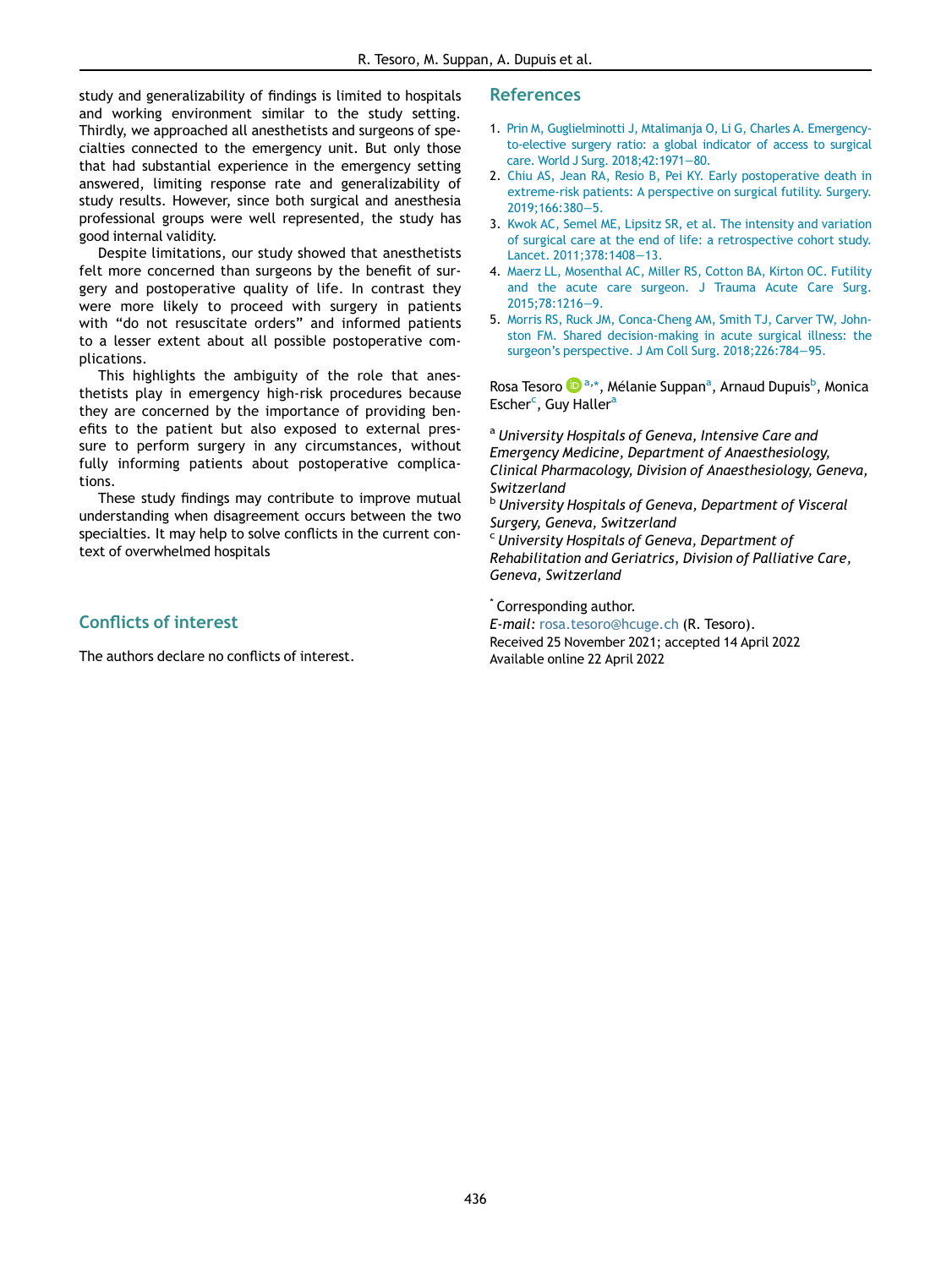study and generalizability of findings is limited to hospitals and working environment similar to the study setting. Thirdly, we approached all anesthetists and surgeons of specialties connected to the emergency unit. But only those that had substantial experience in the emergency setting answered, limiting response rate and generalizability of study results. However, since both surgical and anesthesia professional groups were well represented, the study has good internal validity.

Despite limitations, our study showed that anesthetists felt more concerned than surgeons by the benefit of surgery and postoperative quality of life. In contrast they were more likely to proceed with surgery in patients with "do not resuscitate orders" and informed patients to a lesser extent about all possible postoperative complications.

This highlights the ambiguity of the role that anesthetists play in emergency high-risk procedures because they are concerned by the importance of providing benefits to the patient but also exposed to external pressure to perform surgery in any circumstances, without fully informing patients about postoperative complications.

These study findings may contribute to improve mutual understanding when disagreement occurs between the two specialties. It may help to solve conflicts in the current context of overwhelmed hospitals

## Conflicts of interest

The authors declare no conflicts of interest.

## References

1. Prin M, Guglielminotti J, Mtalimanja O, Li G, Charles A. Emergency-to-elective surgery ratio: a global indicator of access to surgical care. World J Surg. 2018;42:1971—80.
2. Chiu AS, Jean RA, Resio B, Pei KY. Early postoperative death in extreme-risk patients: A perspective on surgical futility. Surgery. 2019;166:380—5.
3. Kwok AC, Semel ME, Lipsitz SR, et al. The intensity and variation of surgical care at the end of life: a retrospective cohort study. Lancet. 2011;378:1408—13.
4. Maerz LL, Mosenthal AC, Miller RS, Cotton BA, Kirton OC. Futility and the acute care surgeon. J Trauma Acute Care Surg. 2015;78:1216—9.
5. Morris RS, Ruck JM, Conca-Cheng AM, Smith TJ, Carver TW, Johnston FM. Shared decision-making in acute surgical illness: the surgeon's perspective. J Am Coll Surg. 2018;226:784—95.

Rosa Tesoro [a,*], Mélanie Suppan [a], Arnaud Dupuis [b], Monica Escher [c], Guy Haller [a]

[a] *University Hospitals of Geneva, Intensive Care and Emergency Medicine, Department of Anaesthesiology, Clinical Pharmacology, Division of Anaesthesiology, Geneva, Switzerland*

[b] *University Hospitals of Geneva, Department of Visceral Surgery, Geneva, Switzerland*

[c] *University Hospitals of Geneva, Department of Rehabilitation and Geriatrics, Division of Palliative Care, Geneva, Switzerland*

[*] Corresponding author.

*E-mail:* rosa.tesoro@hcuge.ch (R. Tesoro).

Received 25 November 2021; accepted 14 April 2022

Available online 22 April 2022